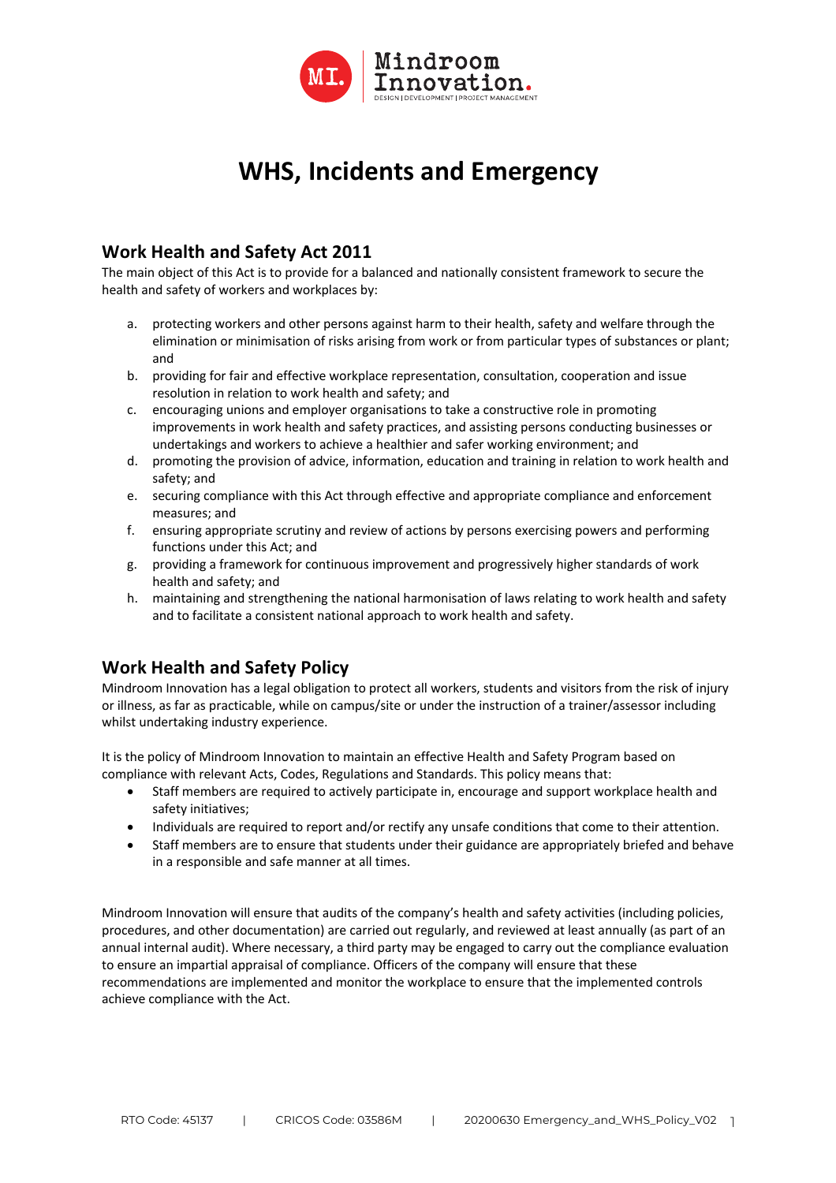# WHS, Incidents and Emergency

## Work Health and Safety Act 2011

The main object of this Act is to provide for a balanced and nationally consistent framework to secure the health and safety of workers and workplaces by:

a. protecting workers and other persons against harm to their health, safety and welfare through the elimination or minimisation of risks arising from work or from particular types of substances or plant; and
b. providing for fair and effective workplace representation, consultation, cooperation and issue resolution in relation to work health and safety; and
c. encouraging unions and employer organisations to take a constructive role in promoting improvements in work health and safety practices, and assisting persons conducting businesses or undertakings and workers to achieve a healthier and safer working environment; and
d. promoting the provision of advice, information, education and training in relation to work health and safety; and
e. securing compliance with this Act through effective and appropriate compliance and enforcement measures; and
f. ensuring appropriate scrutiny and review of actions by persons exercising powers and performing functions under this Act; and
g. providing a framework for continuous improvement and progressively higher standards of work health and safety; and
h. maintaining and strengthening the national harmonisation of laws relating to work health and safety and to facilitate a consistent national approach to work health and safety.

## Work Health and Safety Policy

Mindroom Innovation has a legal obligation to protect all workers, students and visitors from the risk of injury or illness, as far as practicable, while on campus/site or under the instruction of a trainer/assessor including whilst undertaking industry experience.

It is the policy of Mindroom Innovation to maintain an effective Health and Safety Program based on compliance with relevant Acts, Codes, Regulations and Standards. This policy means that:

- Staff members are required to actively participate in, encourage and support workplace health and safety initiatives;
- Individuals are required to report and/or rectify any unsafe conditions that come to their attention.
- Staff members are to ensure that students under their guidance are appropriately briefed and behave in a responsible and safe manner at all times.

Mindroom Innovation will ensure that audits of the company's health and safety activities (including policies, procedures, and other documentation) are carried out regularly, and reviewed at least annually (as part of an annual internal audit). Where necessary, a third party may be engaged to carry out the compliance evaluation to ensure an impartial appraisal of compliance. Officers of the company will ensure that these recommendations are implemented and monitor the workplace to ensure that the implemented controls achieve compliance with the Act.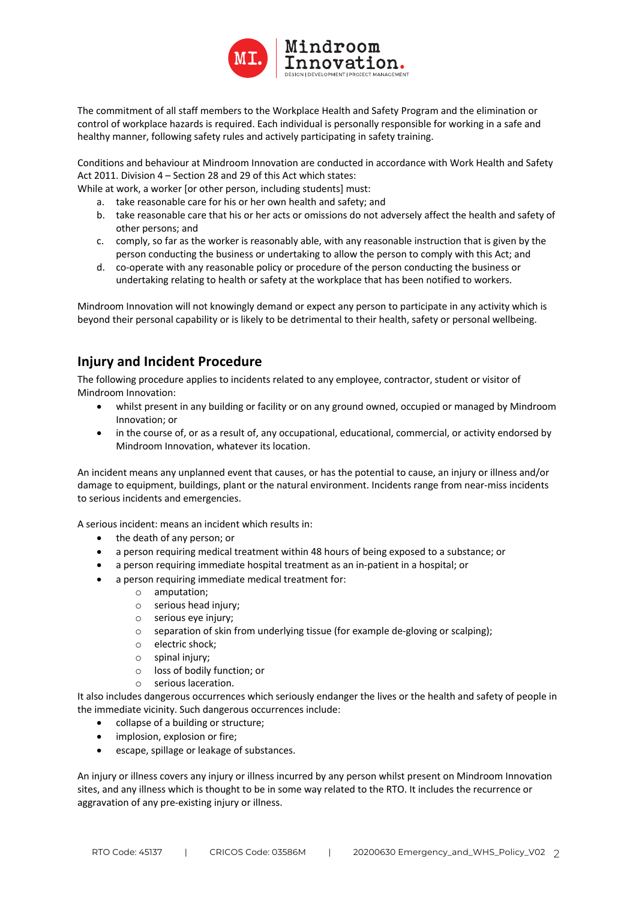The commitment of all staff members to the Workplace Health and Safety Program and the elimination or control of workplace hazards is required. Each individual is personally responsible for working in a safe and healthy manner, following safety rules and actively participating in safety training.

Conditions and behaviour at Mindroom Innovation are conducted in accordance with Work Health and Safety Act 2011. Division 4 – Section 28 and 29 of this Act which states:
While at work, a worker [or other person, including students] must:

a. take reasonable care for his or her own health and safety; and
b. take reasonable care that his or her acts or omissions do not adversely affect the health and safety of other persons; and
c. comply, so far as the worker is reasonably able, with any reasonable instruction that is given by the person conducting the business or undertaking to allow the person to comply with this Act; and
d. co-operate with any reasonable policy or procedure of the person conducting the business or undertaking relating to health or safety at the workplace that has been notified to workers.

Mindroom Innovation will not knowingly demand or expect any person to participate in any activity which is beyond their personal capability or is likely to be detrimental to their health, safety or personal wellbeing.

## Injury and Incident Procedure

The following procedure applies to incidents related to any employee, contractor, student or visitor of Mindroom Innovation:

- whilst present in any building or facility or on any ground owned, occupied or managed by Mindroom Innovation; or
- in the course of, or as a result of, any occupational, educational, commercial, or activity endorsed by Mindroom Innovation, whatever its location.

An incident means any unplanned event that causes, or has the potential to cause, an injury or illness and/or damage to equipment, buildings, plant or the natural environment. Incidents range from near-miss incidents to serious incidents and emergencies.

A serious incident: means an incident which results in:

- the death of any person; or
- a person requiring medical treatment within 48 hours of being exposed to a substance; or
- a person requiring immediate hospital treatment as an in-patient in a hospital; or
- a person requiring immediate medical treatment for:
  - amputation;
  - serious head injury;
  - serious eye injury;
  - separation of skin from underlying tissue (for example de-gloving or scalping);
  - electric shock;
  - spinal injury;
  - loss of bodily function; or
  - serious laceration.

It also includes dangerous occurrences which seriously endanger the lives or the health and safety of people in the immediate vicinity. Such dangerous occurrences include:

- collapse of a building or structure;
- implosion, explosion or fire;
- escape, spillage or leakage of substances.

An injury or illness covers any injury or illness incurred by any person whilst present on Mindroom Innovation sites, and any illness which is thought to be in some way related to the RTO. It includes the recurrence or aggravation of any pre-existing injury or illness.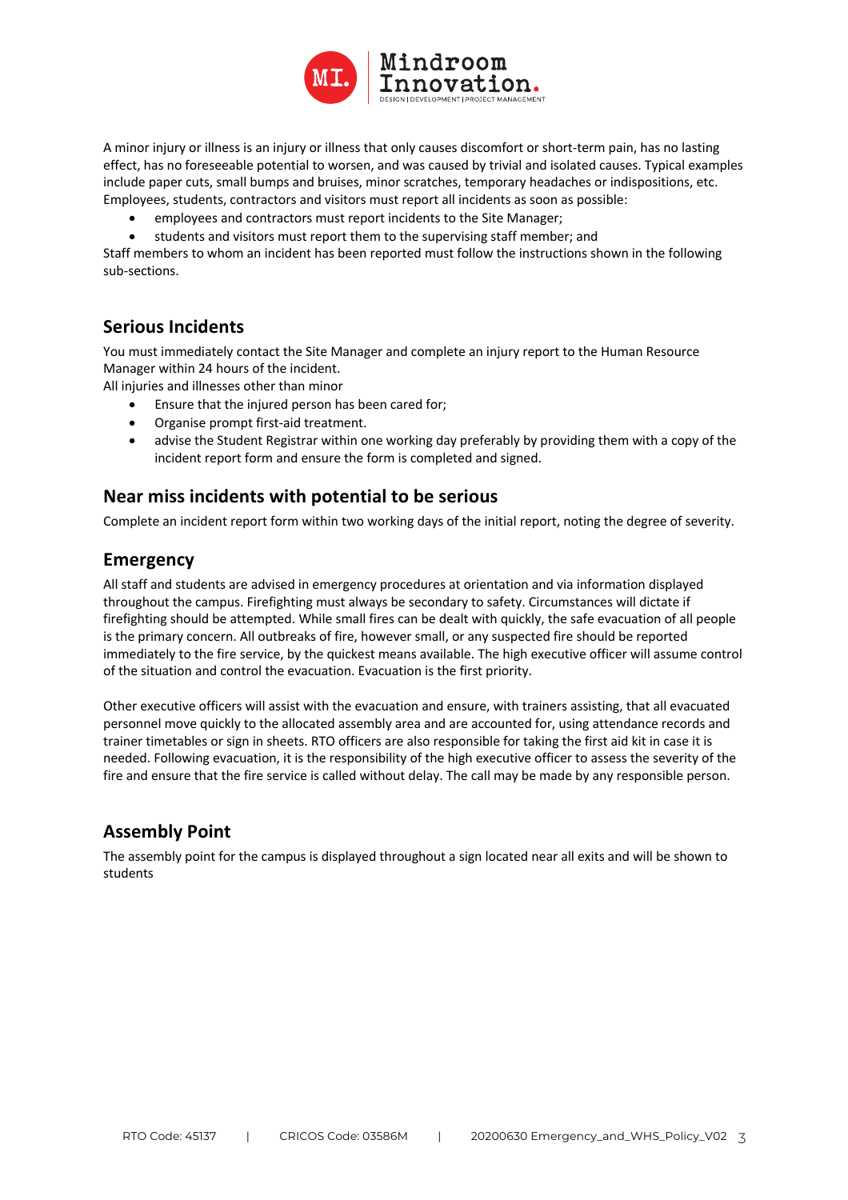A minor injury or illness is an injury or illness that only causes discomfort or short-term pain, has no lasting effect, has no foreseeable potential to worsen, and was caused by trivial and isolated causes. Typical examples include paper cuts, small bumps and bruises, minor scratches, temporary headaches or indispositions, etc. Employees, students, contractors and visitors must report all incidents as soon as possible:

- employees and contractors must report incidents to the Site Manager;
- students and visitors must report them to the supervising staff member; and

Staff members to whom an incident has been reported must follow the instructions shown in the following sub-sections.

## Serious Incidents

You must immediately contact the Site Manager and complete an injury report to the Human Resource Manager within 24 hours of the incident.

All injuries and illnesses other than minor

- Ensure that the injured person has been cared for;
- Organise prompt first-aid treatment.
- advise the Student Registrar within one working day preferably by providing them with a copy of the incident report form and ensure the form is completed and signed.

## Near miss incidents with potential to be serious

Complete an incident report form within two working days of the initial report, noting the degree of severity.

## Emergency

All staff and students are advised in emergency procedures at orientation and via information displayed throughout the campus. Firefighting must always be secondary to safety. Circumstances will dictate if firefighting should be attempted. While small fires can be dealt with quickly, the safe evacuation of all people is the primary concern. All outbreaks of fire, however small, or any suspected fire should be reported immediately to the fire service, by the quickest means available. The high executive officer will assume control of the situation and control the evacuation. Evacuation is the first priority.

Other executive officers will assist with the evacuation and ensure, with trainers assisting, that all evacuated personnel move quickly to the allocated assembly area and are accounted for, using attendance records and trainer timetables or sign in sheets. RTO officers are also responsible for taking the first aid kit in case it is needed. Following evacuation, it is the responsibility of the high executive officer to assess the severity of the fire and ensure that the fire service is called without delay. The call may be made by any responsible person.

## Assembly Point

The assembly point for the campus is displayed throughout a sign located near all exits and will be shown to students